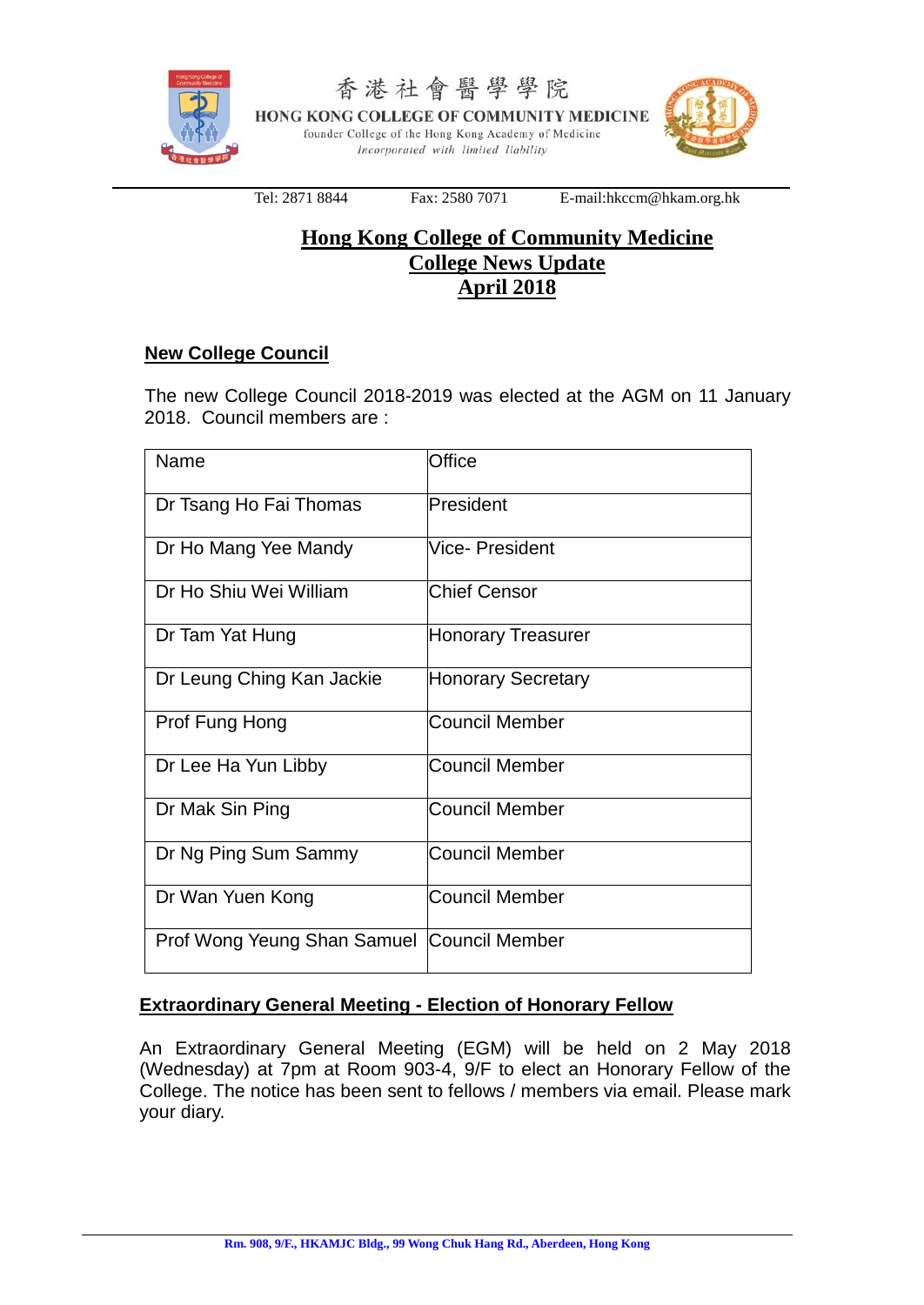香港社會醫學學院

HONG KONG COLLEGE OF COMMUNITY MEDICINE

founder College of the Hong Kong Academy of Medicine

*Incorporated with limited liability*

Tel: 2871 8844 Fax: 2580 7071 E-mail:hkccm@hkam.org.hk

# Hong Kong College of Community Medicine
# College News Update
# April 2018

## New College Council

The new College Council 2018-2019 was elected at the AGM on 11 January 2018. Council members are :

| Name | Office |
|---|---|
| Dr Tsang Ho Fai Thomas | President |
| Dr Ho Mang Yee Mandy | Vice- President |
| Dr Ho Shiu Wei William | Chief Censor |
| Dr Tam Yat Hung | Honorary Treasurer |
| Dr Leung Ching Kan Jackie | Honorary Secretary |
| Prof Fung Hong | Council Member |
| Dr Lee Ha Yun Libby | Council Member |
| Dr Mak Sin Ping | Council Member |
| Dr Ng Ping Sum Sammy | Council Member |
| Dr Wan Yuen Kong | Council Member |
| Prof Wong Yeung Shan Samuel | Council Member |

## Extraordinary General Meeting - Election of Honorary Fellow

An Extraordinary General Meeting (EGM) will be held on 2 May 2018 (Wednesday) at 7pm at Room 903-4, 9/F to elect an Honorary Fellow of the College. The notice has been sent to fellows / members via email. Please mark your diary.

Rm. 908, 9/F., HKAMJC Bldg., 99 Wong Chuk Hang Rd., Aberdeen, Hong Kong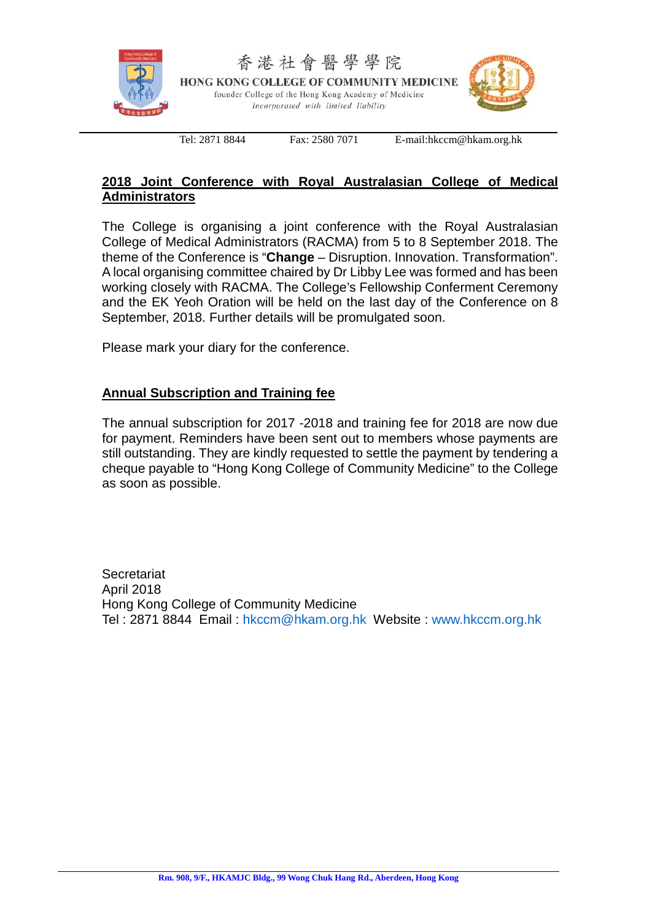香港社會醫學學院
HONG KONG COLLEGE OF COMMUNITY MEDICINE
founder College of the Hong Kong Academy of Medicine
*Incorporated with limited liability*

Tel: 2871 8844 Fax: 2580 7071 E-mail:hkccm@hkam.org.hk

## 2018 Joint Conference with Royal Australasian College of Medical Administrators

The College is organising a joint conference with the Royal Australasian College of Medical Administrators (RACMA) from 5 to 8 September 2018. The theme of the Conference is "**Change** – Disruption. Innovation. Transformation". A local organising committee chaired by Dr Libby Lee was formed and has been working closely with RACMA. The College's Fellowship Conferment Ceremony and the EK Yeoh Oration will be held on the last day of the Conference on 8 September, 2018. Further details will be promulgated soon.

Please mark your diary for the conference.

## Annual Subscription and Training fee

The annual subscription for 2017 -2018 and training fee for 2018 are now due for payment. Reminders have been sent out to members whose payments are still outstanding. They are kindly requested to settle the payment by tendering a cheque payable to "Hong Kong College of Community Medicine" to the College as soon as possible.

Secretariat
April 2018
Hong Kong College of Community Medicine
Tel : 2871 8844 Email : hkccm@hkam.org.hk Website : www.hkccm.org.hk

**Rm. 908, 9/F., HKAMJC Bldg., 99 Wong Chuk Hang Rd., Aberdeen, Hong Kong**